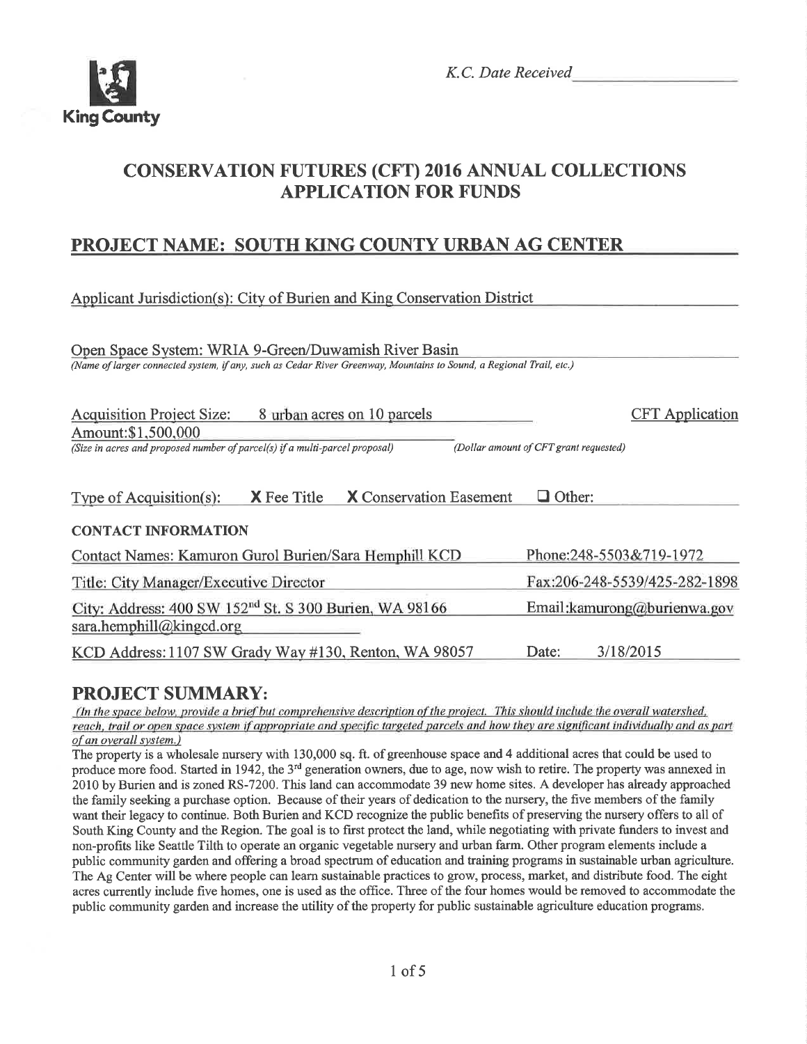King County

*K.C. Date Received* ___________________

## CONSERVATION FUTURES (CFT) 2016 ANNUAL COLLECTIONS APPLICATION FOR FUNDS

## PROJECT NAME: SOUTH KING COUNTY URBAN AG CENTER

Applicant Jurisdiction(s): City of Burien and King Conservation District

Open Space System: WRIA 9-Green/Duwamish River Basin
*(Name of larger connected system, if any, such as Cedar River Greenway, Mountains to Sound, a Regional Trail, etc.)*

Acquisition Project Size: 8 urban acres on 10 parcels
*(Size in acres and proposed number of parcel(s) if a multi-parcel proposal)*

CFT Application Amount: $1,500,000
*(Dollar amount of CFT grant requested)*

Type of Acquisition(s): **X** Fee Title **X** Conservation Easement ☐ Other:

**CONTACT INFORMATION**

Contact Names: Kamuron Gurol Burien/Sara Hemphill KCD
Phone: 248-5503&719-1972

Title: City Manager/Executive Director
Fax: 206-248-5539/425-282-1898

City: Address: 400 SW 152nd St. S 300 Burien, WA 98166
Email: kamurong@burienwa.gov
sara.hemphill@kingcd.org

KCD Address: 1107 SW Grady Way #130, Renton, WA 98057
Date: 3/18/2015

## PROJECT SUMMARY:

*(In the space below, provide a brief but comprehensive description of the project. This should include the overall watershed, reach, trail or open space system if appropriate and specific targeted parcels and how they are significant individually and as part of an overall system.)*

The property is a wholesale nursery with 130,000 sq. ft. of greenhouse space and 4 additional acres that could be used to produce more food. Started in 1942, the 3rd generation owners, due to age, now wish to retire. The property was annexed in 2010 by Burien and is zoned RS-7200. This land can accommodate 39 new home sites. A developer has already approached the family seeking a purchase option. Because of their years of dedication to the nursery, the five members of the family want their legacy to continue. Both Burien and KCD recognize the public benefits of preserving the nursery offers to all of South King County and the Region. The goal is to first protect the land, while negotiating with private funders to invest and non-profits like Seattle Tilth to operate an organic vegetable nursery and urban farm. Other program elements include a public community garden and offering a broad spectrum of education and training programs in sustainable urban agriculture. The Ag Center will be where people can learn sustainable practices to grow, process, market, and distribute food. The eight acres currently include five homes, one is used as the office. Three of the four homes would be removed to accommodate the public community garden and increase the utility of the property for public sustainable agriculture education programs.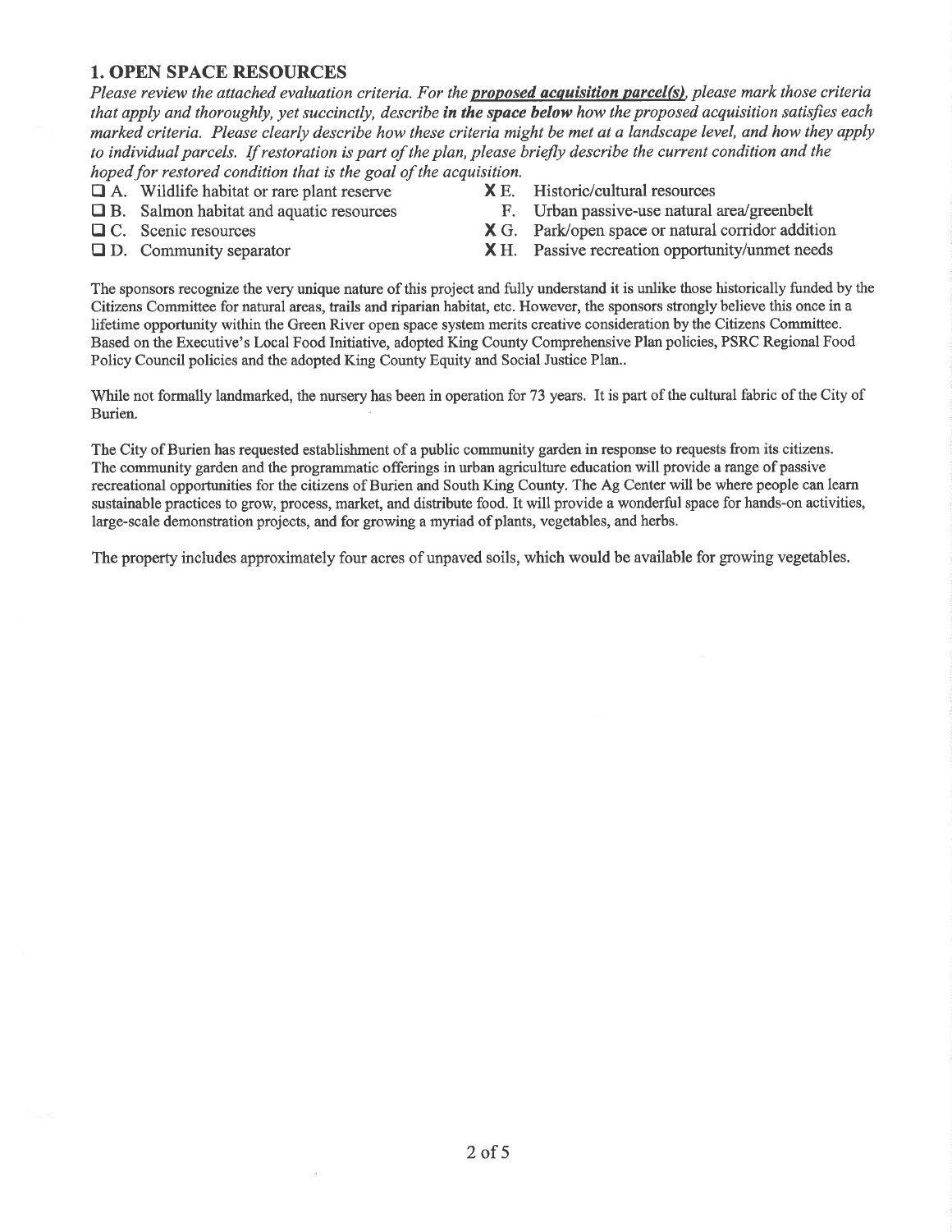## 1. OPEN SPACE RESOURCES

*Please review the attached evaluation criteria. For the* ***proposed acquisition parcel(s)****, please mark those criteria that apply and thoroughly, yet succinctly, describe* ***in the space below*** *how the proposed acquisition satisfies each marked criteria. Please clearly describe how these criteria might be met at a landscape level, and how they apply to individual parcels. If restoration is part of the plan, please briefly describe the current condition and the hoped for restored condition that is the goal of the acquisition.*

- ☐ A. Wildlife habitat or rare plant reserve
- ☐ B. Salmon habitat and aquatic resources
- ☐ C. Scenic resources
- ☐ D. Community separator
- X E. Historic/cultural resources
- F. Urban passive-use natural area/greenbelt
- X G. Park/open space or natural corridor addition
- X H. Passive recreation opportunity/unmet needs

The sponsors recognize the very unique nature of this project and fully understand it is unlike those historically funded by the Citizens Committee for natural areas, trails and riparian habitat, etc. However, the sponsors strongly believe this once in a lifetime opportunity within the Green River open space system merits creative consideration by the Citizens Committee. Based on the Executive's Local Food Initiative, adopted King County Comprehensive Plan policies, PSRC Regional Food Policy Council policies and the adopted King County Equity and Social Justice Plan..

While not formally landmarked, the nursery has been in operation for 73 years. It is part of the cultural fabric of the City of Burien.

The City of Burien has requested establishment of a public community garden in response to requests from its citizens. The community garden and the programmatic offerings in urban agriculture education will provide a range of passive recreational opportunities for the citizens of Burien and South King County. The Ag Center will be where people can learn sustainable practices to grow, process, market, and distribute food. It will provide a wonderful space for hands-on activities, large-scale demonstration projects, and for growing a myriad of plants, vegetables, and herbs.

The property includes approximately four acres of unpaved soils, which would be available for growing vegetables.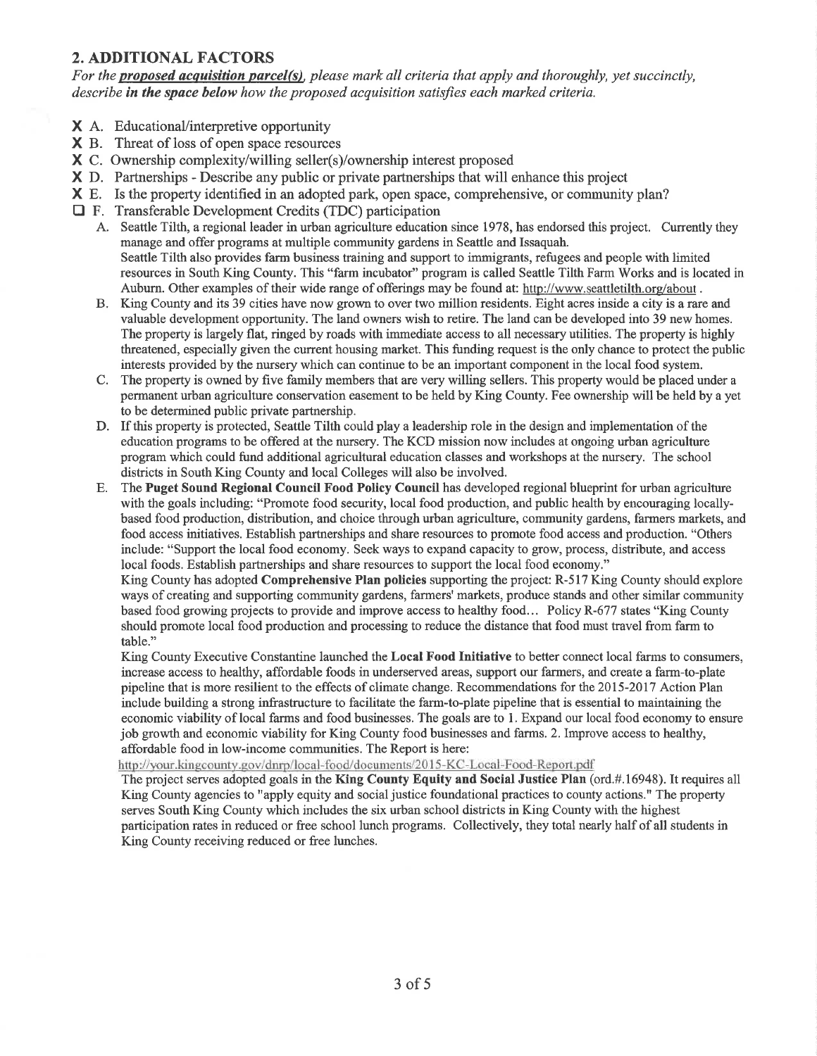## 2. ADDITIONAL FACTORS

*For the **proposed acquisition parcel(s)**, please mark all criteria that apply and thoroughly, yet succinctly, describe **in the space below** how the proposed acquisition satisfies each marked criteria.*

- X A. Educational/interpretive opportunity
- X B. Threat of loss of open space resources
- X C. Ownership complexity/willing seller(s)/ownership interest proposed
- X D. Partnerships - Describe any public or private partnerships that will enhance this project
- X E. Is the property identified in an adopted park, open space, comprehensive, or community plan?
- ☐ F. Transferable Development Credits (TDC) participation

A. Seattle Tilth, a regional leader in urban agriculture education since 1978, has endorsed this project. Currently they manage and offer programs at multiple community gardens in Seattle and Issaquah.
Seattle Tilth also provides farm business training and support to immigrants, refugees and people with limited resources in South King County. This "farm incubator" program is called Seattle Tilth Farm Works and is located in Auburn. Other examples of their wide range of offerings may be found at: http://www.seattletilth.org/about .

B. King County and its 39 cities have now grown to over two million residents. Eight acres inside a city is a rare and valuable development opportunity. The land owners wish to retire. The land can be developed into 39 new homes. The property is largely flat, ringed by roads with immediate access to all necessary utilities. The property is highly threatened, especially given the current housing market. This funding request is the only chance to protect the public interests provided by the nursery which can continue to be an important component in the local food system.

C. The property is owned by five family members that are very willing sellers. This property would be placed under a permanent urban agriculture conservation easement to be held by King County. Fee ownership will be held by a yet to be determined public private partnership.

D. If this property is protected, Seattle Tilth could play a leadership role in the design and implementation of the education programs to be offered at the nursery. The KCD mission now includes at ongoing urban agriculture program which could fund additional agricultural education classes and workshops at the nursery. The school districts in South King County and local Colleges will also be involved.

E. The **Puget Sound Regional Council Food Policy Council** has developed regional blueprint for urban agriculture with the goals including: "Promote food security, local food production, and public health by encouraging locally-based food production, distribution, and choice through urban agriculture, community gardens, farmers markets, and food access initiatives. Establish partnerships and share resources to promote food access and production. "Others include: "Support the local food economy. Seek ways to expand capacity to grow, process, distribute, and access local foods. Establish partnerships and share resources to support the local food economy."
King County has adopted **Comprehensive Plan policies** supporting the project: R-517 King County should explore ways of creating and supporting community gardens, farmers' markets, produce stands and other similar community based food growing projects to provide and improve access to healthy food… Policy R-677 states "King County should promote local food production and processing to reduce the distance that food must travel from farm to table."
King County Executive Constantine launched the **Local Food Initiative** to better connect local farms to consumers, increase access to healthy, affordable foods in underserved areas, support our farmers, and create a farm-to-plate pipeline that is more resilient to the effects of climate change. Recommendations for the 2015-2017 Action Plan include building a strong infrastructure to facilitate the farm-to-plate pipeline that is essential to maintaining the economic viability of local farms and food businesses. The goals are to 1. Expand our local food economy to ensure job growth and economic viability for King County food businesses and farms. 2. Improve access to healthy, affordable food in low-income communities. The Report is here:
http://your.kingcounty.gov/dnrp/local-food/documents/2015-KC-Local-Food-Report.pdf
The project serves adopted goals in the **King County Equity and Social Justice Plan** (ord.#.16948). It requires all King County agencies to "apply equity and social justice foundational practices to county actions." The property serves South King County which includes the six urban school districts in King County with the highest participation rates in reduced or free school lunch programs. Collectively, they total nearly half of all students in King County receiving reduced or free lunches.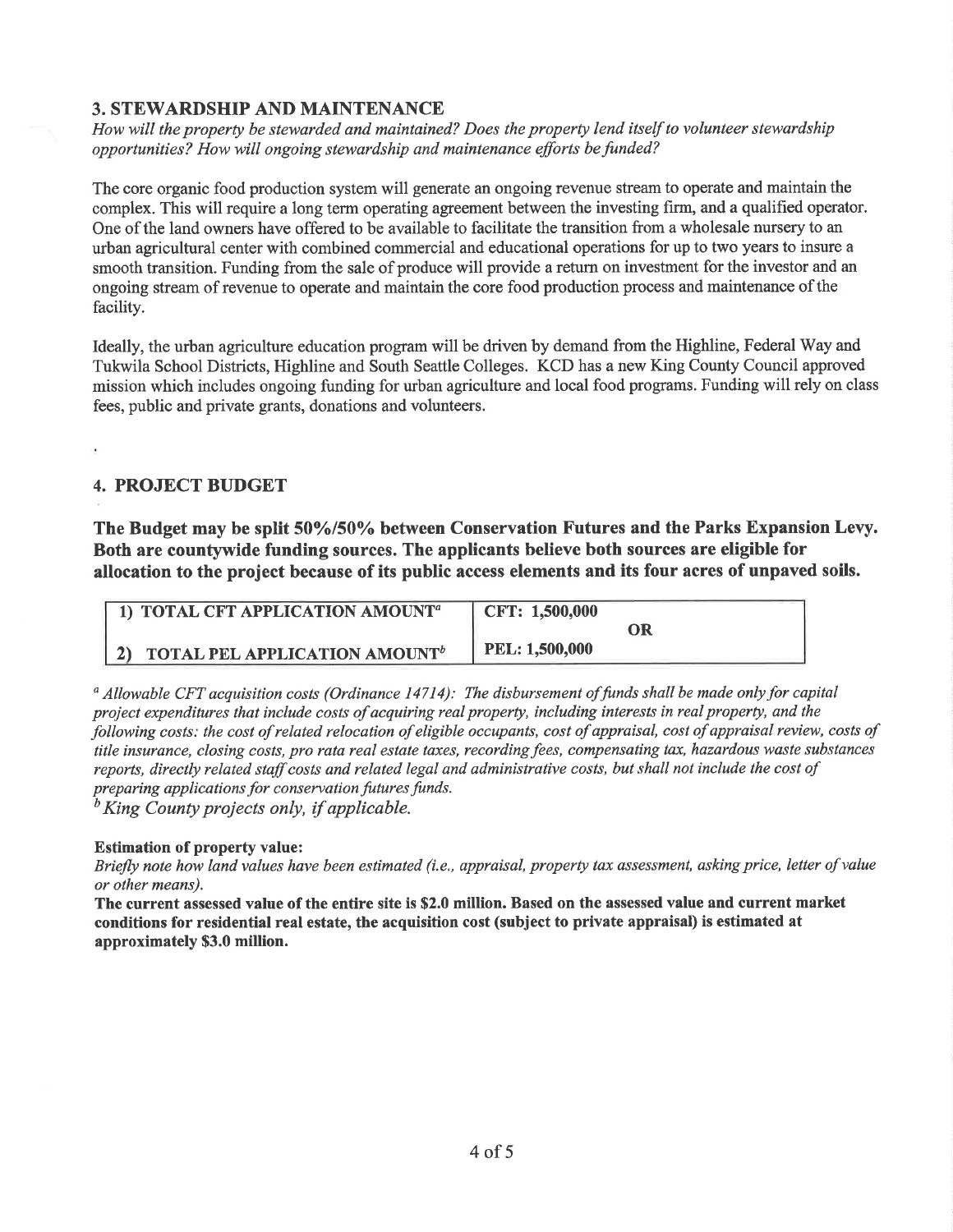## 3. STEWARDSHIP AND MAINTENANCE

*How will the property be stewarded and maintained? Does the property lend itself to volunteer stewardship opportunities? How will ongoing stewardship and maintenance efforts be funded?*

The core organic food production system will generate an ongoing revenue stream to operate and maintain the complex. This will require a long term operating agreement between the investing firm, and a qualified operator. One of the land owners have offered to be available to facilitate the transition from a wholesale nursery to an urban agricultural center with combined commercial and educational operations for up to two years to insure a smooth transition. Funding from the sale of produce will provide a return on investment for the investor and an ongoing stream of revenue to operate and maintain the core food production process and maintenance of the facility.

Ideally, the urban agriculture education program will be driven by demand from the Highline, Federal Way and Tukwila School Districts, Highline and South Seattle Colleges. KCD has a new King County Council approved mission which includes ongoing funding for urban agriculture and local food programs. Funding will rely on class fees, public and private grants, donations and volunteers.

## 4. PROJECT BUDGET

**The Budget may be split 50%/50% between Conservation Futures and the Parks Expansion Levy. Both are countywide funding sources. The applicants believe both sources are eligible for allocation to the project because of its public access elements and its four acres of unpaved soils.**

| | |
|---|---|
| **1) TOTAL CFT APPLICATION AMOUNT**[a] | **CFT: 1,500,000** |
| | **OR** |
| **2) TOTAL PEL APPLICATION AMOUNT**[b] | **PEL: 1,500,000** |

[a] *Allowable CFT acquisition costs (Ordinance 14714): The disbursement of funds shall be made only for capital project expenditures that include costs of acquiring real property, including interests in real property, and the following costs: the cost of related relocation of eligible occupants, cost of appraisal, cost of appraisal review, costs of title insurance, closing costs, pro rata real estate taxes, recording fees, compensating tax, hazardous waste substances reports, directly related staff costs and related legal and administrative costs, but shall not include the cost of preparing applications for conservation futures funds.*

[b] *King County projects only, if applicable.*

**Estimation of property value:**

*Briefly note how land values have been estimated (i.e., appraisal, property tax assessment, asking price, letter of value or other means).*

**The current assessed value of the entire site is $2.0 million. Based on the assessed value and current market conditions for residential real estate, the acquisition cost (subject to private appraisal) is estimated at approximately $3.0 million.**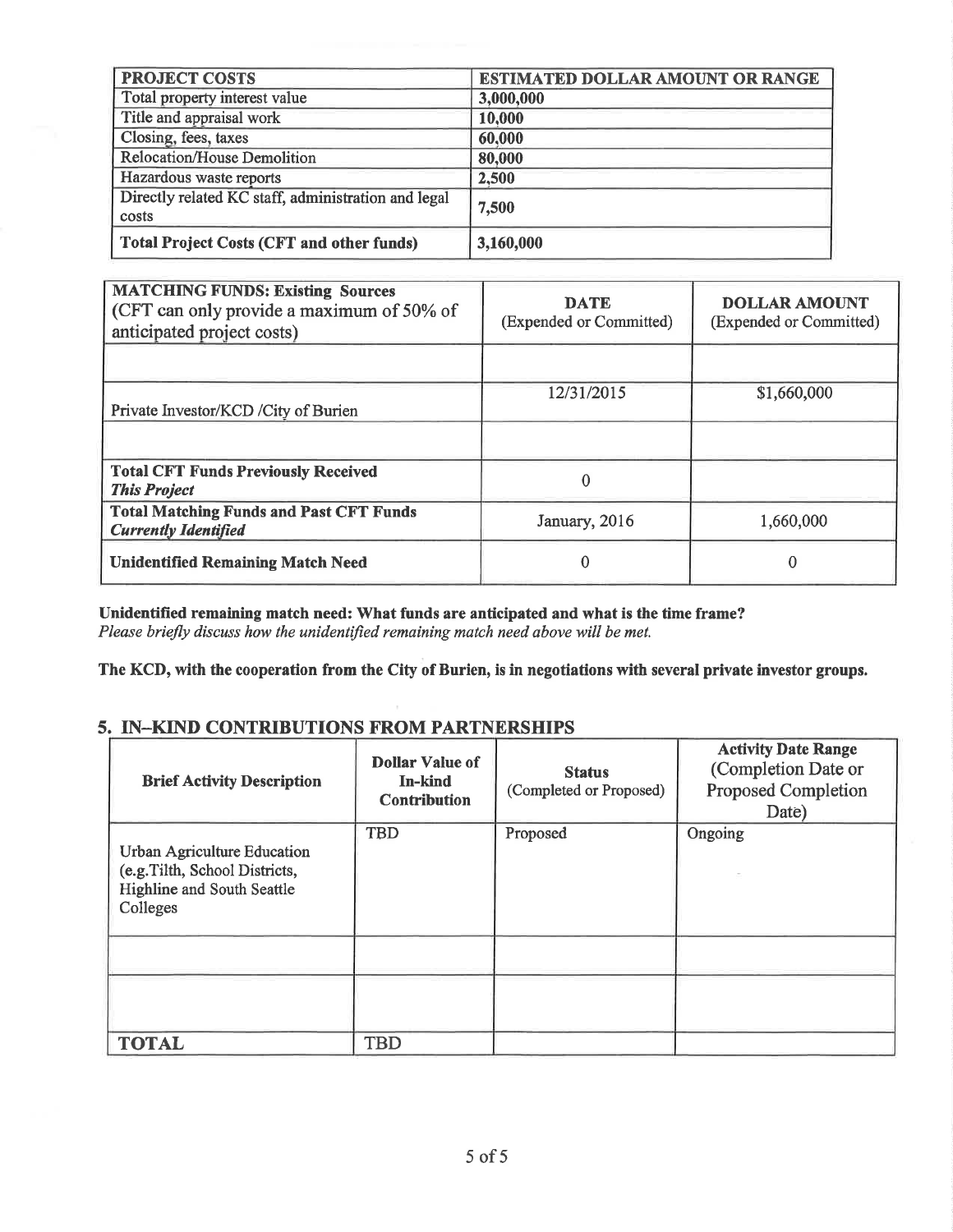| PROJECT COSTS | ESTIMATED DOLLAR AMOUNT OR RANGE |
|---|---|
| Total property interest value | 3,000,000 |
| Title and appraisal work | 10,000 |
| Closing, fees, taxes | 60,000 |
| Relocation/House Demolition | 80,000 |
| Hazardous waste reports | 2,500 |
| Directly related KC staff, administration and legal costs | 7,500 |
| **Total Project Costs (CFT and other funds)** | 3,160,000 |

| **MATCHING FUNDS: Existing Sources** (CFT can only provide a maximum of 50% of anticipated project costs) | **DATE** (Expended or Committed) | **DOLLAR AMOUNT** (Expended or Committed) |
|---|---|---|
| | | |
| Private Investor/KCD /City of Burien | 12/31/2015 | $1,660,000 |
| | | |
| **Total CFT Funds Previously Received *This Project*** | 0 | |
| **Total Matching Funds and Past CFT Funds *Currently Identified*** | January, 2016 | 1,660,000 |
| **Unidentified Remaining Match Need** | 0 | 0 |

**Unidentified remaining match need: What funds are anticipated and what is the time frame?**
*Please briefly discuss how the unidentified remaining match need above will be met.*

**The KCD, with the cooperation from the City of Burien, is in negotiations with several private investor groups.**

## 5. IN–KIND CONTRIBUTIONS FROM PARTNERSHIPS

| Brief Activity Description | Dollar Value of In-kind Contribution | Status (Completed or Proposed) | Activity Date Range (Completion Date or Proposed Completion Date) |
|---|---|---|---|
| Urban Agriculture Education (e.g.Tilth, School Districts, Highline and South Seattle Colleges | TBD | Proposed | Ongoing |
| | | | |
| | | | |
| **TOTAL** | TBD | | |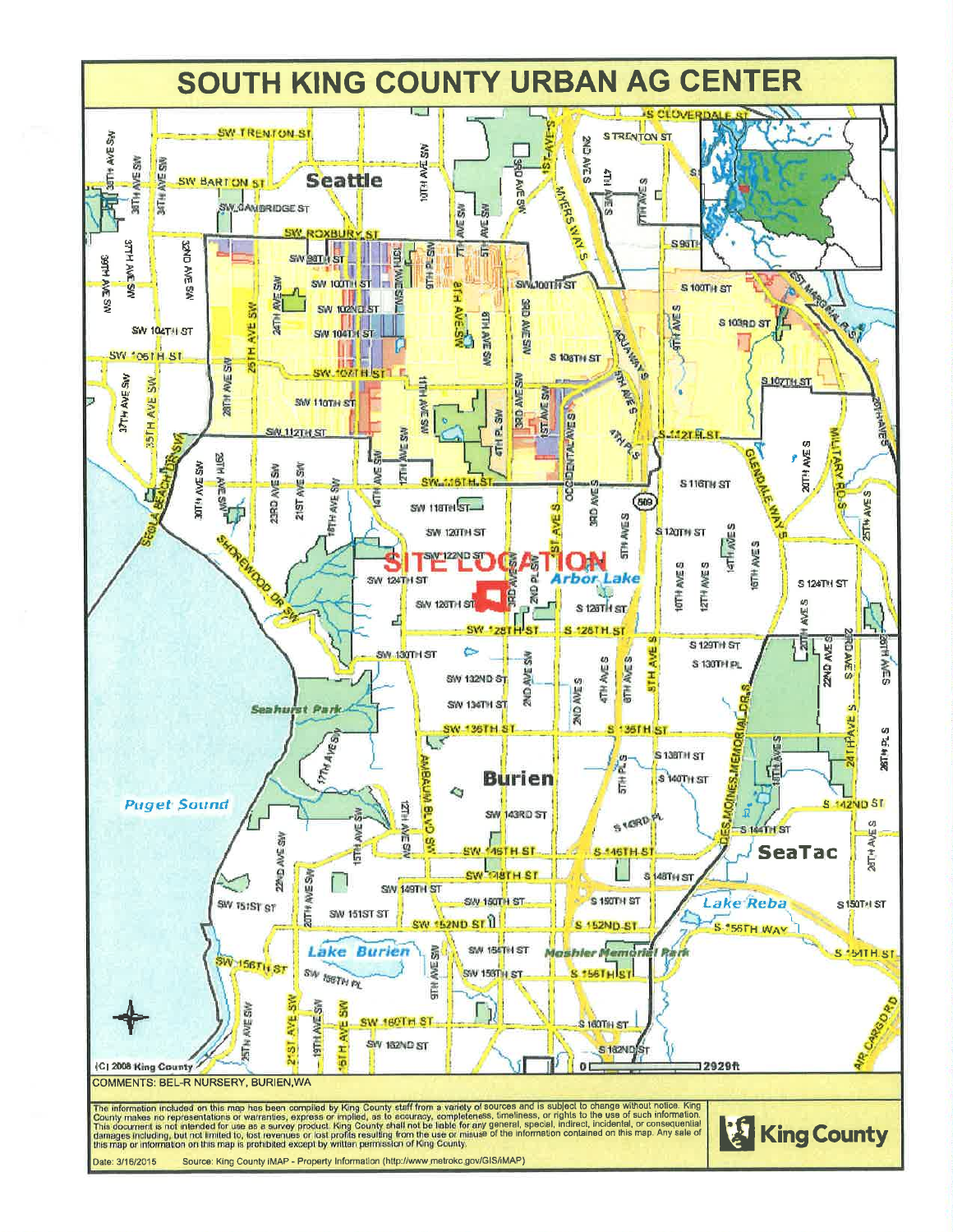# SOUTH KING COUNTY URBAN AG CENTER

COMMENTS: BEL-R NURSERY, BURIEN,WA

The information included on this map has been compiled by King County staff from a variety of sources and is subject to change without notice. King County makes no representations or warranties, express or implied, as to accuracy, completeness, timeliness, or rights to the use of such information. This document is not intended for use as a survey product. King County shall not be liable for any general, special, indirect, incidental, or consequential damages including, but not limited to, lost revenues or lost profits resulting from the use or misuse of the information contained on this map. Any sale of this map or information on this map is prohibited except by written permission of King County.

Date: 3/16/2015 Source: King County iMAP - Property Information (http://www.metrokc.gov/GIS/iMAP)

King County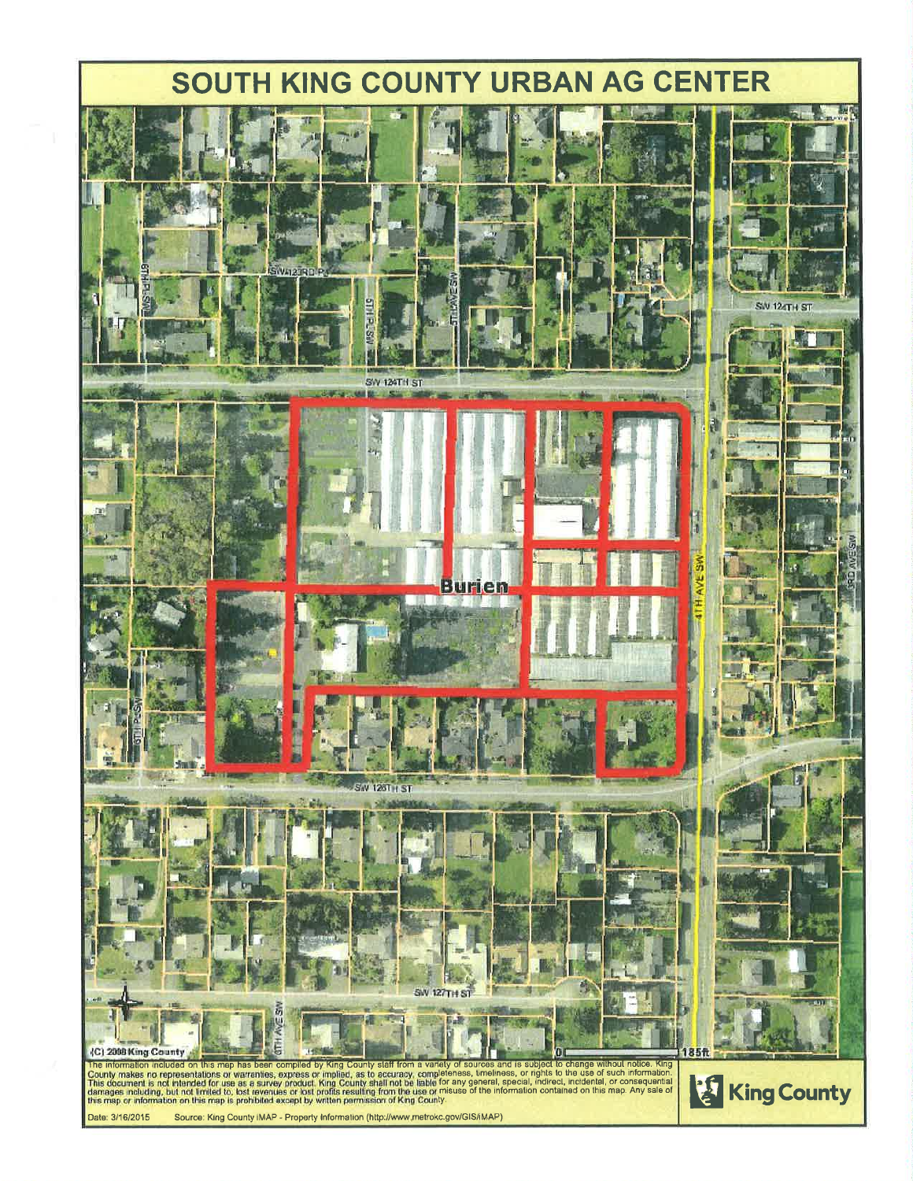# SOUTH KING COUNTY URBAN AG CENTER

SW 123RD PL

6TH PL SW

5TH PL SW

5TH AVE SW

SW 124TH ST

SW 124TH ST

Burien

4TH AVE SW

3RD AVE SW

5TH PL SW

SW 126TH ST

SW 127TH ST

6TH AVE SW

(C) 2008 King County

0 185ft

The information included on this map has been compiled by King County staff from a variety of sources and is subject to change without notice. King County makes no representations or warranties, express or implied, as to accuracy, completeness, timeliness, or rights to the use of such information. This document is not intended for use as a survey product. King County shall not be liable for any general, special, indirect, incidental, or consequential damages including, but not limited to, lost revenues or lost profits resulting from the use or misuse of the information contained on this map. Any sale of this map or information on this map is prohibited except by written permission of King County.

King County

Date: 3/16/2015 Source: King County iMAP - Property Information (http://www.metrokc.gov/GIS/iMAP)